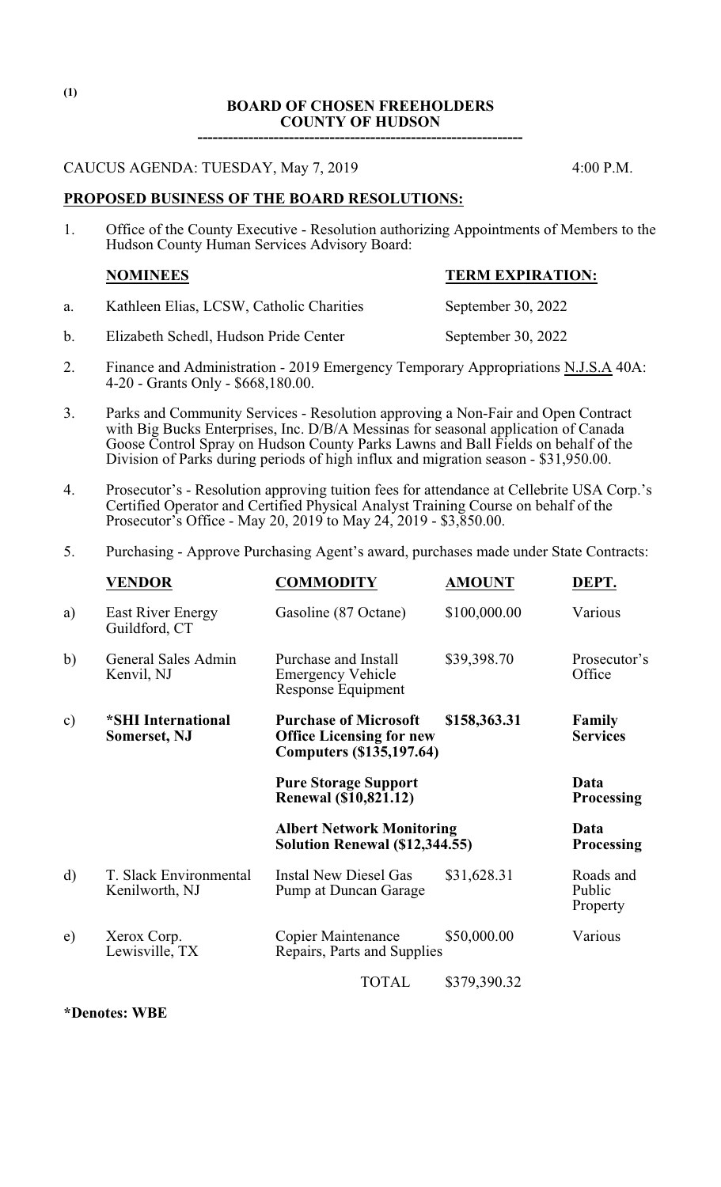(1)

**BOARD OF CHOSEN FREEHOLDERS**
**COUNTY OF HUDSON**

---

CAUCUS AGENDA: TUESDAY, May 7, 2019 4:00 P.M.

**PROPOSED BUSINESS OF THE BOARD RESOLUTIONS:**

1. Office of the County Executive - Resolution authorizing Appointments of Members to the Hudson County Human Services Advisory Board:

| | **NOMINEES** | **TERM EXPIRATION:** |
|---|---|---|
| a. | Kathleen Elias, LCSW, Catholic Charities | September 30, 2022 |
| b. | Elizabeth Schedl, Hudson Pride Center | September 30, 2022 |

2. Finance and Administration - 2019 Emergency Temporary Appropriations N.J.S.A 40A: 4-20 - Grants Only - $668,180.00.

3. Parks and Community Services - Resolution approving a Non-Fair and Open Contract with Big Bucks Enterprises, Inc. D/B/A Messinas for seasonal application of Canada Goose Control Spray on Hudson County Parks Lawns and Ball Fields on behalf of the Division of Parks during periods of high influx and migration season - $31,950.00.

4. Prosecutor's - Resolution approving tuition fees for attendance at Cellebrite USA Corp.'s Certified Operator and Certified Physical Analyst Training Course on behalf of the Prosecutor's Office - May 20, 2019 to May 24, 2019 - $3,850.00.

5. Purchasing - Approve Purchasing Agent's award, purchases made under State Contracts:

| | **VENDOR** | **COMMODITY** | **AMOUNT** | **DEPT.** |
|---|---|---|---|---|
| a) | East River Energy Guildford, CT | Gasoline (87 Octane) | $100,000.00 | Various |
| b) | General Sales Admin Kenvil, NJ | Purchase and Install Emergency Vehicle Response Equipment | $39,398.70 | Prosecutor's Office |
| c) | **\*SHI International Somerset, NJ** | **Purchase of Microsoft Office Licensing for new Computers ($135,197.64)** | **$158,363.31** | **Family Services** |
| | | **Pure Storage Support Renewal ($10,821.12)** | | **Data Processing** |
| | | **Albert Network Monitoring Solution Renewal ($12,344.55)** | | **Data Processing** |
| d) | T. Slack Environmental Kenilworth, NJ | Instal New Diesel Gas Pump at Duncan Garage | $31,628.31 | Roads and Public Property |
| e) | Xerox Corp. Lewisville, TX | Copier Maintenance Repairs, Parts and Supplies | $50,000.00 | Various |
| | | TOTAL | $379,390.32 | |

**\*Denotes: WBE**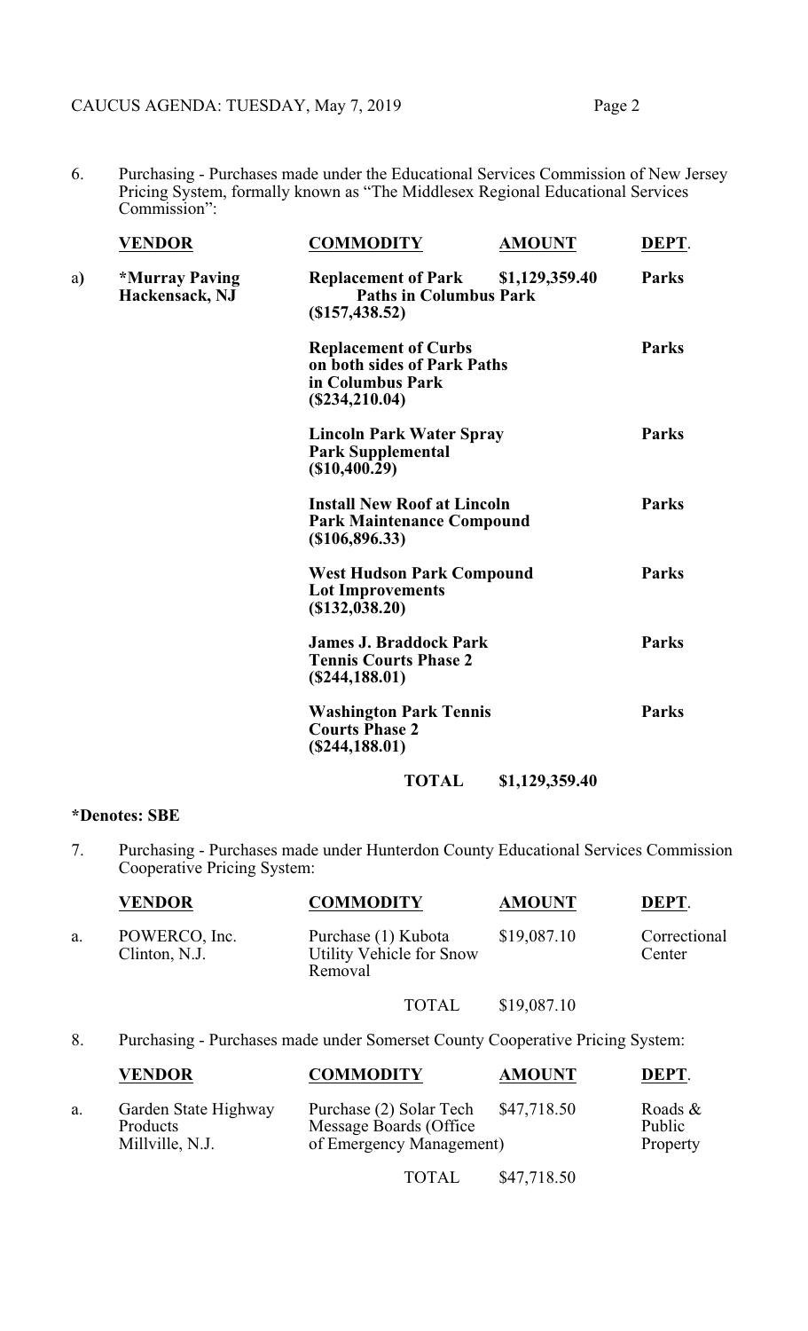6. Purchasing - Purchases made under the Educational Services Commission of New Jersey Pricing System, formally known as "The Middlesex Regional Educational Services Commission":

| | VENDOR | COMMODITY | AMOUNT | DEPT. |
|---|---|---|---|---|
| a) | **\*Murray Paving Hackensack, NJ** | **Replacement of Park Paths in Columbus Park ($157,438.52)** | **$1,129,359.40** | **Parks** |
| | | **Replacement of Curbs on both sides of Park Paths in Columbus Park ($234,210.04)** | | **Parks** |
| | | **Lincoln Park Water Spray Park Supplemental ($10,400.29)** | | **Parks** |
| | | **Install New Roof at Lincoln Park Maintenance Compound ($106,896.33)** | | **Parks** |
| | | **West Hudson Park Compound Lot Improvements ($132,038.20)** | | **Parks** |
| | | **James J. Braddock Park Tennis Courts Phase 2 ($244,188.01)** | | **Parks** |
| | | **Washington Park Tennis Courts Phase 2 ($244,188.01)** | | **Parks** |
| | | **TOTAL** | **$1,129,359.40** | |

**\*Denotes: SBE**

7. Purchasing - Purchases made under Hunterdon County Educational Services Commission Cooperative Pricing System:

| | VENDOR | COMMODITY | AMOUNT | DEPT. |
|---|---|---|---|---|
| a. | POWERCO, Inc. Clinton, N.J. | Purchase (1) Kubota Utility Vehicle for Snow Removal | $19,087.10 | Correctional Center |
| | | TOTAL | $19,087.10 | |

8. Purchasing - Purchases made under Somerset County Cooperative Pricing System:

| | VENDOR | COMMODITY | AMOUNT | DEPT. |
|---|---|---|---|---|
| a. | Garden State Highway Products Millville, N.J. | Purchase (2) Solar Tech Message Boards (Office of Emergency Management) | $47,718.50 | Roads & Public Property |
| | | TOTAL | $47,718.50 | |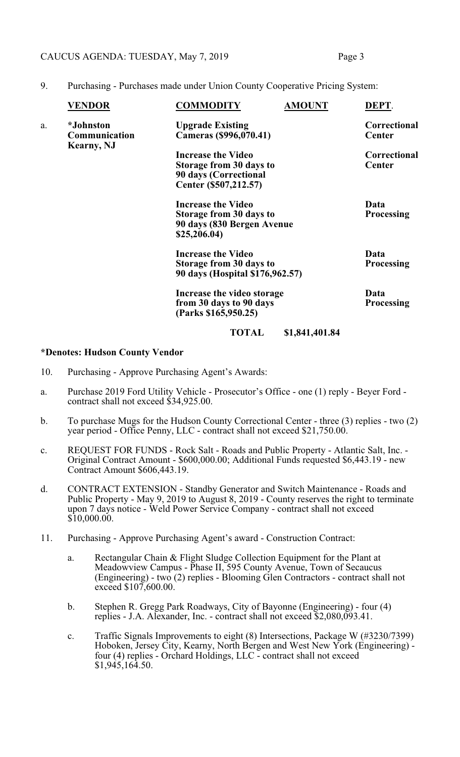9. Purchasing - Purchases made under Union County Cooperative Pricing System:

| | VENDOR | COMMODITY | AMOUNT | DEPT. |
|---|---|---|---|---|
| a. | **\*Johnston Communication Kearny, NJ** | **Upgrade Existing Cameras ($996,070.41)** | | **Correctional Center** |
| | | **Increase the Video Storage from 30 days to 90 days (Correctional Center ($507,212.57)** | | **Correctional Center** |
| | | **Increase the Video Storage from 30 days to 90 days (830 Bergen Avenue $25,206.04)** | | **Data Processing** |
| | | **Increase the Video Storage from 30 days to 90 days (Hospital $176,962.57)** | | **Data Processing** |
| | | **Increase the video storage from 30 days to 90 days (Parks $165,950.25)** | | **Data Processing** |
| | | **TOTAL** | **$1,841,401.84** | |

**\*Denotes: Hudson County Vendor**

10. Purchasing - Approve Purchasing Agent's Awards:

a. Purchase 2019 Ford Utility Vehicle - Prosecutor's Office - one (1) reply - Beyer Ford - contract shall not exceed $34,925.00.

b. To purchase Mugs for the Hudson County Correctional Center - three (3) replies - two (2) year period - Office Penny, LLC - contract shall not exceed $21,750.00.

c. REQUEST FOR FUNDS - Rock Salt - Roads and Public Property - Atlantic Salt, Inc. - Original Contract Amount - $600,000.00; Additional Funds requested $6,443.19 - new Contract Amount $606,443.19.

d. CONTRACT EXTENSION - Standby Generator and Switch Maintenance - Roads and Public Property - May 9, 2019 to August 8, 2019 - County reserves the right to terminate upon 7 days notice - Weld Power Service Company - contract shall not exceed $10,000.00.

11. Purchasing - Approve Purchasing Agent's award - Construction Contract:

   a. Rectangular Chain & Flight Sludge Collection Equipment for the Plant at Meadowview Campus - Phase II, 595 County Avenue, Town of Secaucus (Engineering) - two (2) replies - Blooming Glen Contractors - contract shall not exceed $107,600.00.

   b. Stephen R. Gregg Park Roadways, City of Bayonne (Engineering) - four (4) replies - J.A. Alexander, Inc. - contract shall not exceed $2,080,093.41.

   c. Traffic Signals Improvements to eight (8) Intersections, Package W (#3230/7399) Hoboken, Jersey City, Kearny, North Bergen and West New York (Engineering) - four (4) replies - Orchard Holdings, LLC - contract shall not exceed $1,945,164.50.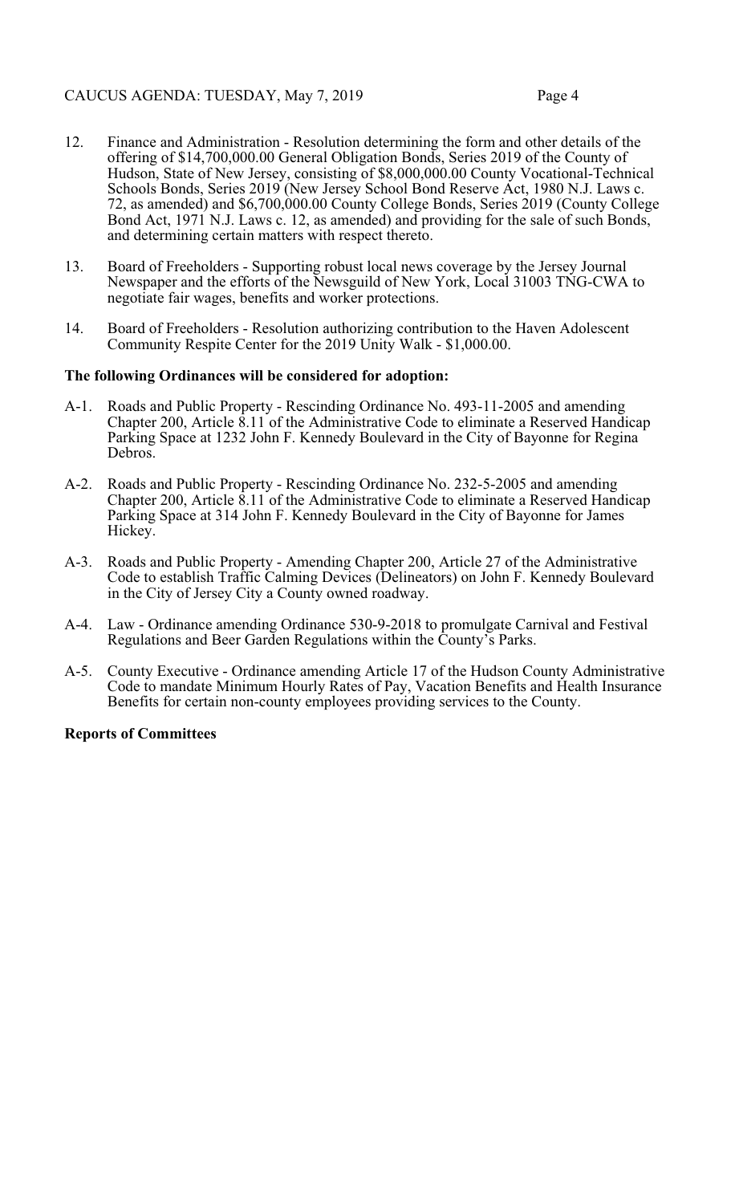12. Finance and Administration - Resolution determining the form and other details of the offering of $14,700,000.00 General Obligation Bonds, Series 2019 of the County of Hudson, State of New Jersey, consisting of $8,000,000.00 County Vocational-Technical Schools Bonds, Series 2019 (New Jersey School Bond Reserve Act, 1980 N.J. Laws c. 72, as amended) and $6,700,000.00 County College Bonds, Series 2019 (County College Bond Act, 1971 N.J. Laws c. 12, as amended) and providing for the sale of such Bonds, and determining certain matters with respect thereto.

13. Board of Freeholders - Supporting robust local news coverage by the Jersey Journal Newspaper and the efforts of the Newsguild of New York, Local 31003 TNG-CWA to negotiate fair wages, benefits and worker protections.

14. Board of Freeholders - Resolution authorizing contribution to the Haven Adolescent Community Respite Center for the 2019 Unity Walk - $1,000.00.

**The following Ordinances will be considered for adoption:**

A-1. Roads and Public Property - Rescinding Ordinance No. 493-11-2005 and amending Chapter 200, Article 8.11 of the Administrative Code to eliminate a Reserved Handicap Parking Space at 1232 John F. Kennedy Boulevard in the City of Bayonne for Regina Debros.

A-2. Roads and Public Property - Rescinding Ordinance No. 232-5-2005 and amending Chapter 200, Article 8.11 of the Administrative Code to eliminate a Reserved Handicap Parking Space at 314 John F. Kennedy Boulevard in the City of Bayonne for James Hickey.

A-3. Roads and Public Property - Amending Chapter 200, Article 27 of the Administrative Code to establish Traffic Calming Devices (Delineators) on John F. Kennedy Boulevard in the City of Jersey City a County owned roadway.

A-4. Law - Ordinance amending Ordinance 530-9-2018 to promulgate Carnival and Festival Regulations and Beer Garden Regulations within the County's Parks.

A-5. County Executive - Ordinance amending Article 17 of the Hudson County Administrative Code to mandate Minimum Hourly Rates of Pay, Vacation Benefits and Health Insurance Benefits for certain non-county employees providing services to the County.

**Reports of Committees**